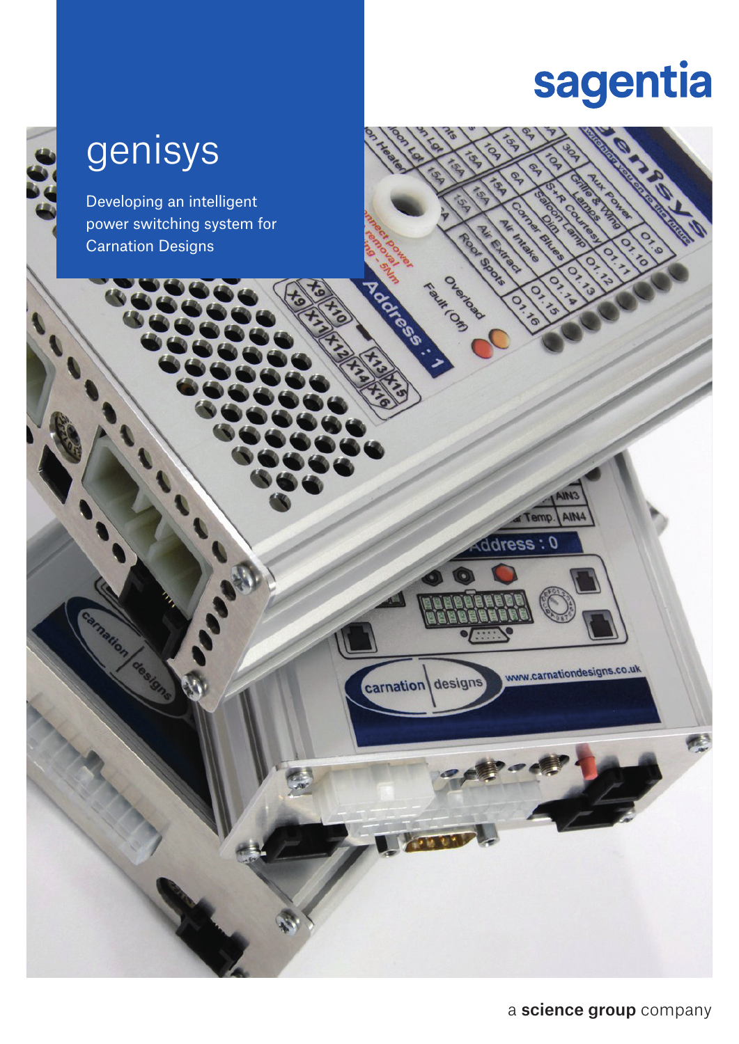sagentia

# genisys

Developing an intelligent power switching system for Carnation Designs

a **science group** company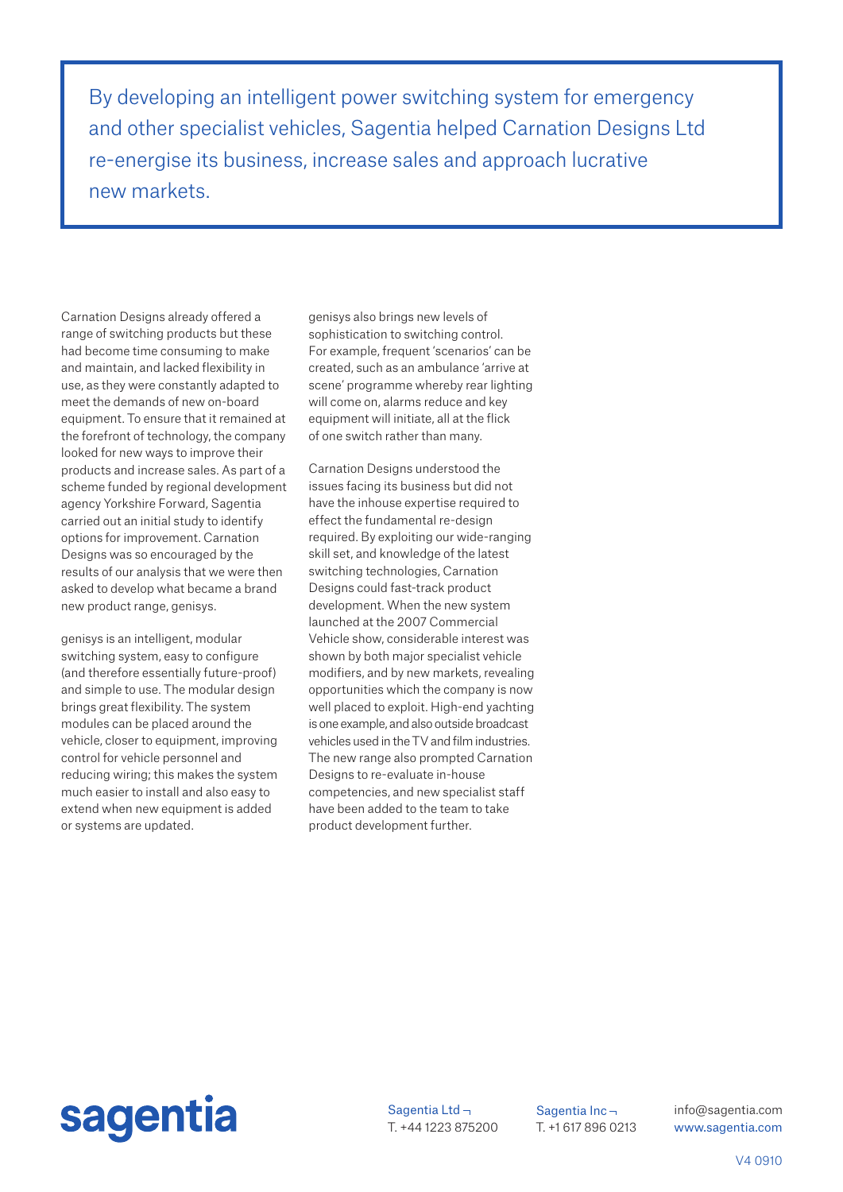By developing an intelligent power switching system for emergency and other specialist vehicles, Sagentia helped Carnation Designs Ltd re-energise its business, increase sales and approach lucrative new markets.

Carnation Designs already offered a range of switching products but these had become time consuming to make and maintain, and lacked flexibility in use, as they were constantly adapted to meet the demands of new on-board equipment. To ensure that it remained at the forefront of technology, the company looked for new ways to improve their products and increase sales. As part of a scheme funded by regional development agency Yorkshire Forward, Sagentia carried out an initial study to identify options for improvement. Carnation Designs was so encouraged by the results of our analysis that we were then asked to develop what became a brand new product range, genisys.

genisys is an intelligent, modular switching system, easy to configure (and therefore essentially future-proof) and simple to use. The modular design brings great flexibility. The system modules can be placed around the vehicle, closer to equipment, improving control for vehicle personnel and reducing wiring; this makes the system much easier to install and also easy to extend when new equipment is added or systems are updated.

genisys also brings new levels of sophistication to switching control. For example, frequent 'scenarios' can be created, such as an ambulance 'arrive at scene' programme whereby rear lighting will come on, alarms reduce and key equipment will initiate, all at the flick of one switch rather than many.

Carnation Designs understood the issues facing its business but did not have the inhouse expertise required to effect the fundamental re-design required. By exploiting our wide-ranging skill set, and knowledge of the latest switching technologies, Carnation Designs could fast-track product development. When the new system launched at the 2007 Commercial Vehicle show, considerable interest was shown by both major specialist vehicle modifiers, and by new markets, revealing opportunities which the company is now well placed to exploit. High-end yachting is one example, and also outside broadcast vehicles used in the TV and film industries. The new range also prompted Carnation Designs to re-evaluate in-house competencies, and new specialist staff have been added to the team to take product development further.

sagentia

Sagentia Ltd ¬
T. +44 1223 875200

Sagentia Inc ¬
T. +1 617 896 0213

info@sagentia.com
www.sagentia.com

V4 0910